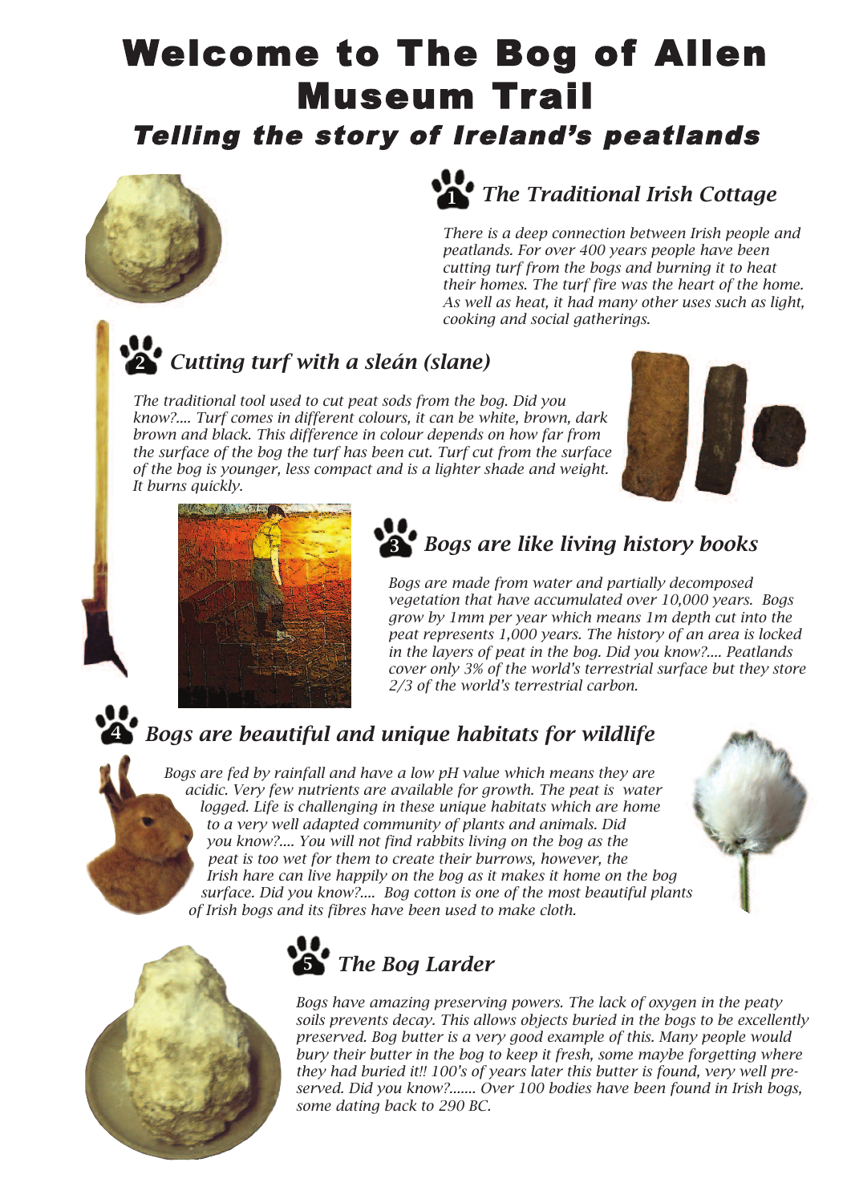# Welcome to The Bog of Allen Museum Trail

## *Telling the story of Ireland's peatlands*

### 1 *The Traditional Irish Cottage*

*There is a deep connection between Irish people and peatlands. For over 400 years people have been cutting turf from the bogs and burning it to heat their homes. The turf fire was the heart of the home. As well as heat, it had many other uses such as light, cooking and social gatherings.*

### 2 *Cutting turf with a sleán (slane)*

*The traditional tool used to cut peat sods from the bog. Did you know?.... Turf comes in different colours, it can be white, brown, dark brown and black. This difference in colour depends on how far from the surface of the bog the turf has been cut. Turf cut from the surface of the bog is younger, less compact and is a lighter shade and weight. It burns quickly.*

### 3 *Bogs are like living history books*

*Bogs are made from water and partially decomposed vegetation that have accumulated over 10,000 years. Bogs grow by 1mm per year which means 1m depth cut into the peat represents 1,000 years. The history of an area is locked in the layers of peat in the bog. Did you know?.... Peatlands cover only 3% of the world's terrestrial surface but they store 2/3 of the world's terrestrial carbon.*

### 4 *Bogs are beautiful and unique habitats for wildlife*

*Bogs are fed by rainfall and have a low pH value which means they are acidic. Very few nutrients are available for growth. The peat is water logged. Life is challenging in these unique habitats which are home to a very well adapted community of plants and animals. Did you know?.... You will not find rabbits living on the bog as the peat is too wet for them to create their burrows, however, the Irish hare can live happily on the bog as it makes it home on the bog surface. Did you know?.... Bog cotton is one of the most beautiful plants of Irish bogs and its fibres have been used to make cloth.*

### 5 *The Bog Larder*

*Bogs have amazing preserving powers. The lack of oxygen in the peaty soils prevents decay. This allows objects buried in the bogs to be excellently preserved. Bog butter is a very good example of this. Many people would bury their butter in the bog to keep it fresh, some maybe forgetting where they had buried it!! 100's of years later this butter is found, very well preserved. Did you know?....... Over 100 bodies have been found in Irish bogs, some dating back to 290 BC.*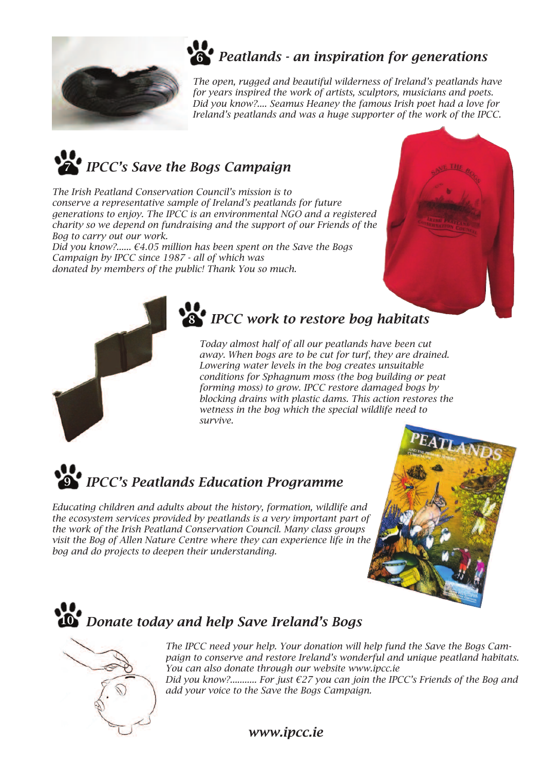## 6 *Peatlands - an inspiration for generations*

*The open, rugged and beautiful wilderness of Ireland's peatlands have for years inspired the work of artists, sculptors, musicians and poets. Did you know?.... Seamus Heaney the famous Irish poet had a love for Ireland's peatlands and was a huge supporter of the work of the IPCC.*

## 7 *IPCC's Save the Bogs Campaign*

*The Irish Peatland Conservation Council's mission is to conserve a representative sample of Ireland's peatlands for future generations to enjoy. The IPCC is an environmental NGO and a registered charity so we depend on fundraising and the support of our Friends of the Bog to carry out our work.*
*Did you know?...... €4.05 million has been spent on the Save the Bogs Campaign by IPCC since 1987 - all of which was donated by members of the public! Thank You so much.*

## 8 *IPCC work to restore bog habitats*

*Today almost half of all our peatlands have been cut away. When bogs are to be cut for turf, they are drained. Lowering water levels in the bog creates unsuitable conditions for Sphagnum moss (the bog building or peat forming moss) to grow. IPCC restore damaged bogs by blocking drains with plastic dams. This action restores the wetness in the bog which the special wildlife need to survive.*

## 9 *IPCC's Peatlands Education Programme*

*Educating children and adults about the history, formation, wildlife and the ecosystem services provided by peatlands is a very important part of the work of the Irish Peatland Conservation Council. Many class groups visit the Bog of Allen Nature Centre where they can experience life in the bog and do projects to deepen their understanding.*

## 10 *Donate today and help Save Ireland's Bogs*

*The IPCC need your help. Your donation will help fund the Save the Bogs Campaign to conserve and restore Ireland's wonderful and unique peatland habitats. You can also donate through our website www.ipcc.ie*
*Did you know?........... For just €27 you can join the IPCC's Friends of the Bog and add your voice to the Save the Bogs Campaign.*

***www.ipcc.ie***